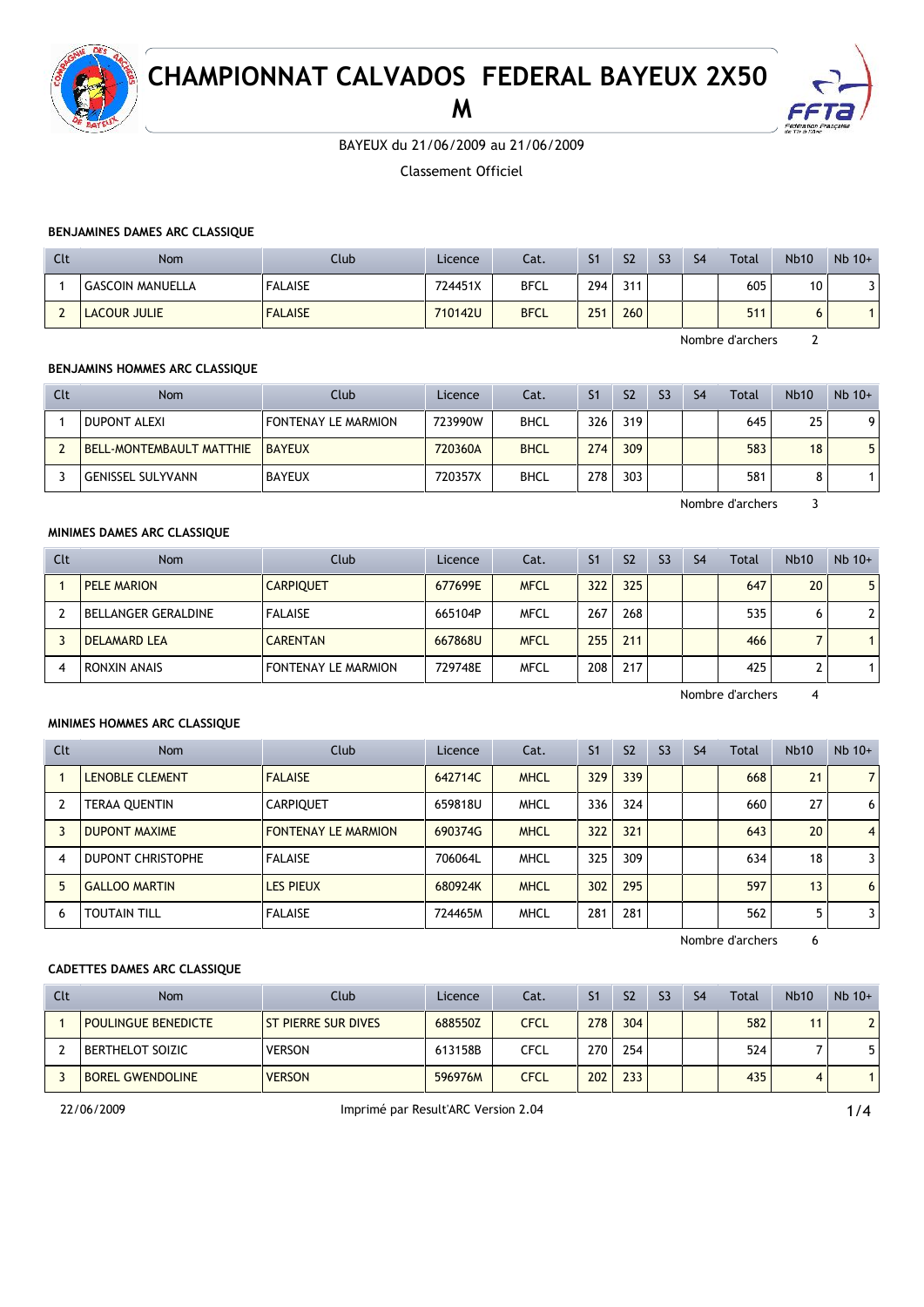# CHAMPIONNAT CALVADOS FEDERAL BAYEUX 2X50 M

BAYEUX du 21/06/2009 au 21/06/2009

Classement Officiel

### BENJAMINES DAMES ARC CLASSIQUE

| Clt | Nom | Club | Licence | Cat. | S1 | S2 | S3 | S4 | Total | Nb10 | Nb 10+ |
|---|---|---|---|---|---|---|---|---|---|---|---|
| 1 | GASCOIN MANUELLA | FALAISE | 724451X | BFCL | 294 | 311 | | | 605 | 10 | 3 |
| 2 | LACOUR JULIE | FALAISE | 710142U | BFCL | 251 | 260 | | | 511 | 6 | 1 |

Nombre d'archers 2

### BENJAMINS HOMMES ARC CLASSIQUE

| Clt | Nom | Club | Licence | Cat. | S1 | S2 | S3 | S4 | Total | Nb10 | Nb 10+ |
|---|---|---|---|---|---|---|---|---|---|---|---|
| 1 | DUPONT ALEXI | FONTENAY LE MARMION | 723990W | BHCL | 326 | 319 | | | 645 | 25 | 9 |
| 2 | BELL-MONTEMBAULT MATTHIE | BAYEUX | 720360A | BHCL | 274 | 309 | | | 583 | 18 | 5 |
| 3 | GENISSEL SULYVANN | BAYEUX | 720357X | BHCL | 278 | 303 | | | 581 | 8 | 1 |

Nombre d'archers 3

### MINIMES DAMES ARC CLASSIQUE

| Clt | Nom | Club | Licence | Cat. | S1 | S2 | S3 | S4 | Total | Nb10 | Nb 10+ |
|---|---|---|---|---|---|---|---|---|---|---|---|
| 1 | PELE MARION | CARPIQUET | 677699E | MFCL | 322 | 325 | | | 647 | 20 | 5 |
| 2 | BELLANGER GERALDINE | FALAISE | 665104P | MFCL | 267 | 268 | | | 535 | 6 | 2 |
| 3 | DELAMARD LEA | CARENTAN | 667868U | MFCL | 255 | 211 | | | 466 | 7 | 1 |
| 4 | RONXIN ANAIS | FONTENAY LE MARMION | 729748E | MFCL | 208 | 217 | | | 425 | 2 | 1 |

Nombre d'archers 4

### MINIMES HOMMES ARC CLASSIQUE

| Clt | Nom | Club | Licence | Cat. | S1 | S2 | S3 | S4 | Total | Nb10 | Nb 10+ |
|---|---|---|---|---|---|---|---|---|---|---|---|
| 1 | LENOBLE CLEMENT | FALAISE | 642714C | MHCL | 329 | 339 | | | 668 | 21 | 7 |
| 2 | TERAA QUENTIN | CARPIQUET | 659818U | MHCL | 336 | 324 | | | 660 | 27 | 6 |
| 3 | DUPONT MAXIME | FONTENAY LE MARMION | 690374G | MHCL | 322 | 321 | | | 643 | 20 | 4 |
| 4 | DUPONT CHRISTOPHE | FALAISE | 706064L | MHCL | 325 | 309 | | | 634 | 18 | 3 |
| 5 | GALLOO MARTIN | LES PIEUX | 680924K | MHCL | 302 | 295 | | | 597 | 13 | 6 |
| 6 | TOUTAIN TILL | FALAISE | 724465M | MHCL | 281 | 281 | | | 562 | 5 | 3 |

Nombre d'archers 6

### CADETTES DAMES ARC CLASSIQUE

| Clt | Nom | Club | Licence | Cat. | S1 | S2 | S3 | S4 | Total | Nb10 | Nb 10+ |
|---|---|---|---|---|---|---|---|---|---|---|---|
| 1 | POULINGUE BENEDICTE | ST PIERRE SUR DIVES | 688550Z | CFCL | 278 | 304 | | | 582 | 11 | 2 |
| 2 | BERTHELOT SOIZIC | VERSON | 613158B | CFCL | 270 | 254 | | | 524 | 7 | 5 |
| 3 | BOREL GWENDOLINE | VERSON | 596976M | CFCL | 202 | 233 | | | 435 | 4 | 1 |

22/06/2009 Imprimé par Result'ARC Version 2.04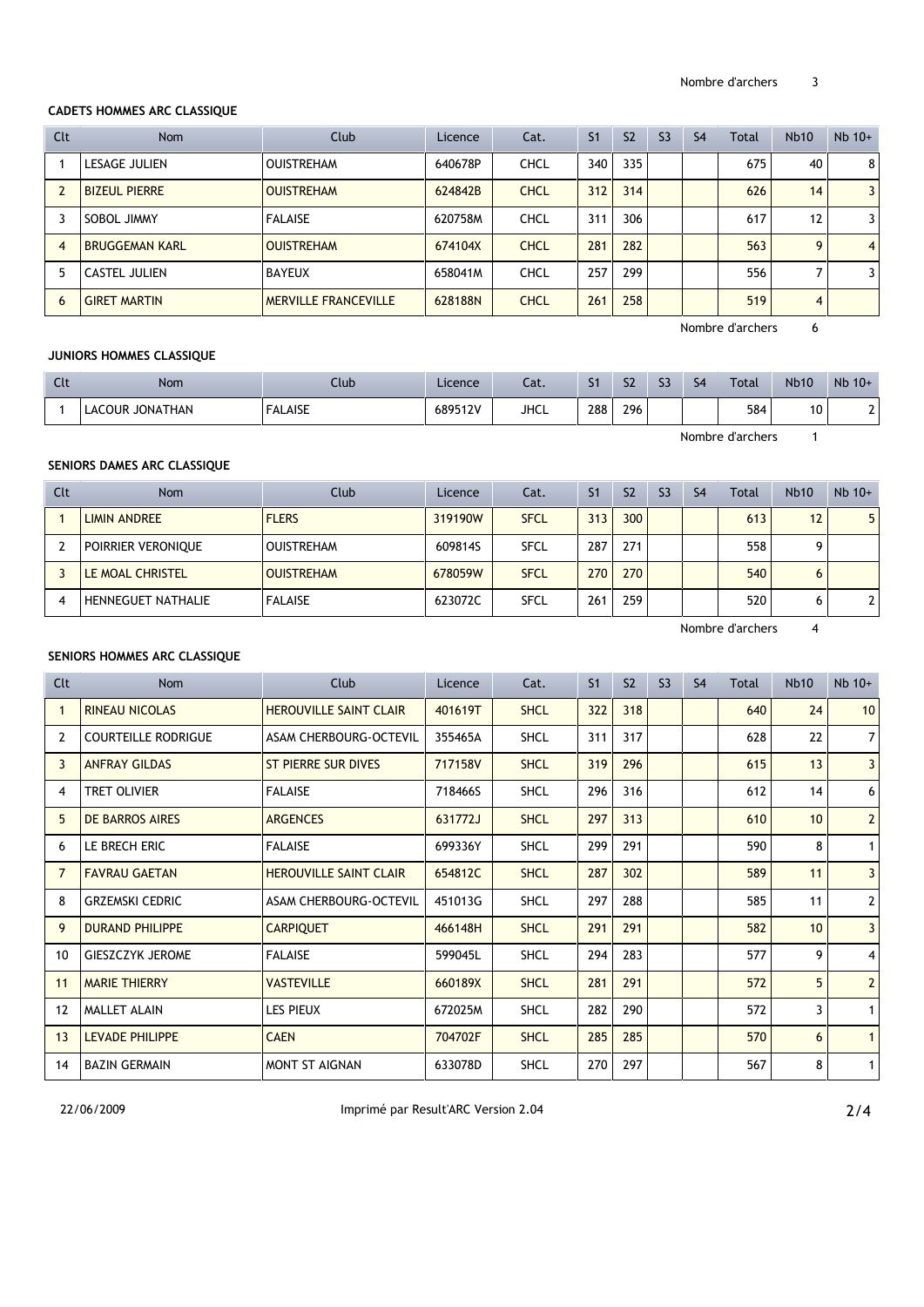Nombre d'archers 3

### CADETS HOMMES ARC CLASSIQUE

| Clt | Nom | Club | Licence | Cat. | S1 | S2 | S3 | S4 | Total | Nb10 | Nb 10+ |
|---|---|---|---|---|---|---|---|---|---|---|---|
| 1 | LESAGE JULIEN | OUISTREHAM | 640678P | CHCL | 340 | 335 | | | 675 | 40 | 8 |
| 2 | BIZEUL PIERRE | OUISTREHAM | 624842B | CHCL | 312 | 314 | | | 626 | 14 | 3 |
| 3 | SOBOL JIMMY | FALAISE | 620758M | CHCL | 311 | 306 | | | 617 | 12 | 3 |
| 4 | BRUGGEMAN KARL | OUISTREHAM | 674104X | CHCL | 281 | 282 | | | 563 | 9 | 4 |
| 5 | CASTEL JULIEN | BAYEUX | 658041M | CHCL | 257 | 299 | | | 556 | 7 | 3 |
| 6 | GIRET MARTIN | MERVILLE FRANCEVILLE | 628188N | CHCL | 261 | 258 | | | 519 | 4 | |

Nombre d'archers 6

### JUNIORS HOMMES CLASSIQUE

| Clt | Nom | Club | Licence | Cat. | S1 | S2 | S3 | S4 | Total | Nb10 | Nb 10+ |
|---|---|---|---|---|---|---|---|---|---|---|---|
| 1 | LACOUR JONATHAN | FALAISE | 689512V | JHCL | 288 | 296 | | | 584 | 10 | 2 |

Nombre d'archers 1

### SENIORS DAMES ARC CLASSIQUE

| Clt | Nom | Club | Licence | Cat. | S1 | S2 | S3 | S4 | Total | Nb10 | Nb 10+ |
|---|---|---|---|---|---|---|---|---|---|---|---|
| 1 | LIMIN ANDREE | FLERS | 319190W | SFCL | 313 | 300 | | | 613 | 12 | 5 |
| 2 | POIRRIER VERONIQUE | OUISTREHAM | 609814S | SFCL | 287 | 271 | | | 558 | 9 | |
| 3 | LE MOAL CHRISTEL | OUISTREHAM | 678059W | SFCL | 270 | 270 | | | 540 | 6 | |
| 4 | HENNEGUET NATHALIE | FALAISE | 623072C | SFCL | 261 | 259 | | | 520 | 6 | 2 |

Nombre d'archers 4

### SENIORS HOMMES ARC CLASSIQUE

| Clt | Nom | Club | Licence | Cat. | S1 | S2 | S3 | S4 | Total | Nb10 | Nb 10+ |
|---|---|---|---|---|---|---|---|---|---|---|---|
| 1 | RINEAU NICOLAS | HEROUVILLE SAINT CLAIR | 401619T | SHCL | 322 | 318 | | | 640 | 24 | 10 |
| 2 | COURTEILLE RODRIGUE | ASAM CHERBOURG-OCTEVIL | 355465A | SHCL | 311 | 317 | | | 628 | 22 | 7 |
| 3 | ANFRAY GILDAS | ST PIERRE SUR DIVES | 717158V | SHCL | 319 | 296 | | | 615 | 13 | 3 |
| 4 | TRET OLIVIER | FALAISE | 718466S | SHCL | 296 | 316 | | | 612 | 14 | 6 |
| 5 | DE BARROS AIRES | ARGENCES | 631772J | SHCL | 297 | 313 | | | 610 | 10 | 2 |
| 6 | LE BRECH ERIC | FALAISE | 699336Y | SHCL | 299 | 291 | | | 590 | 8 | 1 |
| 7 | FAVRAU GAETAN | HEROUVILLE SAINT CLAIR | 654812C | SHCL | 287 | 302 | | | 589 | 11 | 3 |
| 8 | GRZEMSKI CEDRIC | ASAM CHERBOURG-OCTEVIL | 451013G | SHCL | 297 | 288 | | | 585 | 11 | 2 |
| 9 | DURAND PHILIPPE | CARPIQUET | 466148H | SHCL | 291 | 291 | | | 582 | 10 | 3 |
| 10 | GIESZCZYK JEROME | FALAISE | 599045L | SHCL | 294 | 283 | | | 577 | 9 | 4 |
| 11 | MARIE THIERRY | VASTEVILLE | 660189X | SHCL | 281 | 291 | | | 572 | 5 | 2 |
| 12 | MALLET ALAIN | LES PIEUX | 672025M | SHCL | 282 | 290 | | | 572 | 3 | 1 |
| 13 | LEVADE PHILIPPE | CAEN | 704702F | SHCL | 285 | 285 | | | 570 | 6 | 1 |
| 14 | BAZIN GERMAIN | MONT ST AIGNAN | 633078D | SHCL | 270 | 297 | | | 567 | 8 | 1 |

22/06/2009 Imprimé par Result'ARC Version 2.04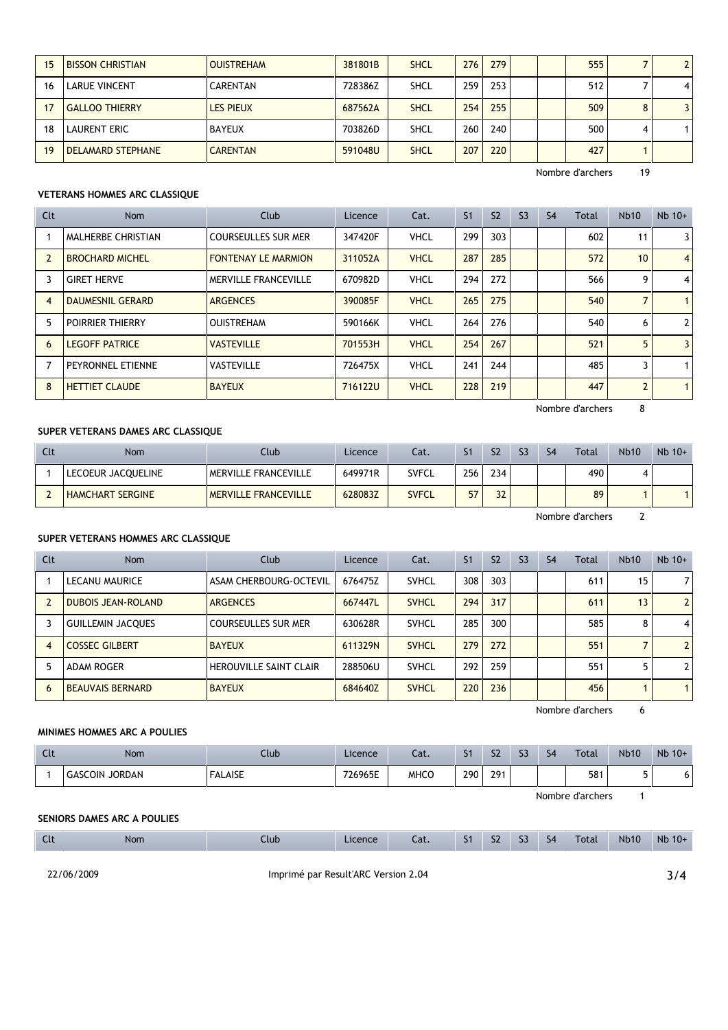| Clt | Nom | Club | Licence | Cat. | S1 | S2 | S3 | S4 | Total | Nb10 | Nb 10+ |
|---|---|---|---|---|---|---|---|---|---|---|---|
| 15 | BISSON CHRISTIAN | OUISTREHAM | 381801B | SHCL | 276 | 279 | | | 555 | 7 | 2 |
| 16 | LARUE VINCENT | CARENTAN | 728386Z | SHCL | 259 | 253 | | | 512 | 7 | 4 |
| 17 | GALLOO THIERRY | LES PIEUX | 687562A | SHCL | 254 | 255 | | | 509 | 8 | 3 |
| 18 | LAURENT ERIC | BAYEUX | 703826D | SHCL | 260 | 240 | | | 500 | 4 | 1 |
| 19 | DELAMARD STEPHANE | CARENTAN | 591048U | SHCL | 207 | 220 | | | 427 | 1 | |

Nombre d'archers 19

### VETERANS HOMMES ARC CLASSIQUE

| Clt | Nom | Club | Licence | Cat. | S1 | S2 | S3 | S4 | Total | Nb10 | Nb 10+ |
|---|---|---|---|---|---|---|---|---|---|---|---|
| 1 | MALHERBE CHRISTIAN | COURSEULLES SUR MER | 347420F | VHCL | 299 | 303 | | | 602 | 11 | 3 |
| 2 | BROCHARD MICHEL | FONTENAY LE MARMION | 311052A | VHCL | 287 | 285 | | | 572 | 10 | 4 |
| 3 | GIRET HERVE | MERVILLE FRANCEVILLE | 670982D | VHCL | 294 | 272 | | | 566 | 9 | 4 |
| 4 | DAUMESNIL GERARD | ARGENCES | 390085F | VHCL | 265 | 275 | | | 540 | 7 | 1 |
| 5 | POIRRIER THIERRY | OUISTREHAM | 590166K | VHCL | 264 | 276 | | | 540 | 6 | 2 |
| 6 | LEGOFF PATRICE | VASTEVILLE | 701553H | VHCL | 254 | 267 | | | 521 | 5 | 3 |
| 7 | PEYRONNEL ETIENNE | VASTEVILLE | 726475X | VHCL | 241 | 244 | | | 485 | 3 | 1 |
| 8 | HETTIET CLAUDE | BAYEUX | 716122U | VHCL | 228 | 219 | | | 447 | 2 | 1 |

Nombre d'archers 8

### SUPER VETERANS DAMES ARC CLASSIQUE

| Clt | Nom | Club | Licence | Cat. | S1 | S2 | S3 | S4 | Total | Nb10 | Nb 10+ |
|---|---|---|---|---|---|---|---|---|---|---|---|
| 1 | LECOEUR JACQUELINE | MERVILLE FRANCEVILLE | 649971R | SVFCL | 256 | 234 | | | 490 | 4 | |
| 2 | HAMCHART SERGINE | MERVILLE FRANCEVILLE | 628083Z | SVFCL | 57 | 32 | | | 89 | 1 | 1 |

Nombre d'archers 2

### SUPER VETERANS HOMMES ARC CLASSIQUE

| Clt | Nom | Club | Licence | Cat. | S1 | S2 | S3 | S4 | Total | Nb10 | Nb 10+ |
|---|---|---|---|---|---|---|---|---|---|---|---|
| 1 | LECANU MAURICE | ASAM CHERBOURG-OCTEVIL | 676475Z | SVHCL | 308 | 303 | | | 611 | 15 | 7 |
| 2 | DUBOIS JEAN-ROLAND | ARGENCES | 667447L | SVHCL | 294 | 317 | | | 611 | 13 | 2 |
| 3 | GUILLEMIN JACQUES | COURSEULLES SUR MER | 630628R | SVHCL | 285 | 300 | | | 585 | 8 | 4 |
| 4 | COSSEC GILBERT | BAYEUX | 611329N | SVHCL | 279 | 272 | | | 551 | 7 | 2 |
| 5 | ADAM ROGER | HEROUVILLE SAINT CLAIR | 288506U | SVHCL | 292 | 259 | | | 551 | 5 | 2 |
| 6 | BEAUVAIS BERNARD | BAYEUX | 684640Z | SVHCL | 220 | 236 | | | 456 | 1 | 1 |

Nombre d'archers 6

### MINIMES HOMMES ARC A POULIES

| Clt | Nom | Club | Licence | Cat. | S1 | S2 | S3 | S4 | Total | Nb10 | Nb 10+ |
|---|---|---|---|---|---|---|---|---|---|---|---|
| 1 | GASCOIN JORDAN | FALAISE | 726965E | MHCO | 290 | 291 | | | 581 | 5 | 6 |

Nombre d'archers 1

### SENIORS DAMES ARC A POULIES

| Clt | Nom | Club | Licence | Cat. | S1 | S2 | S3 | S4 | Total | Nb10 | Nb 10+ |
|---|---|---|---|---|---|---|---|---|---|---|---|

22/06/2009 Imprimé par Result'ARC Version 2.04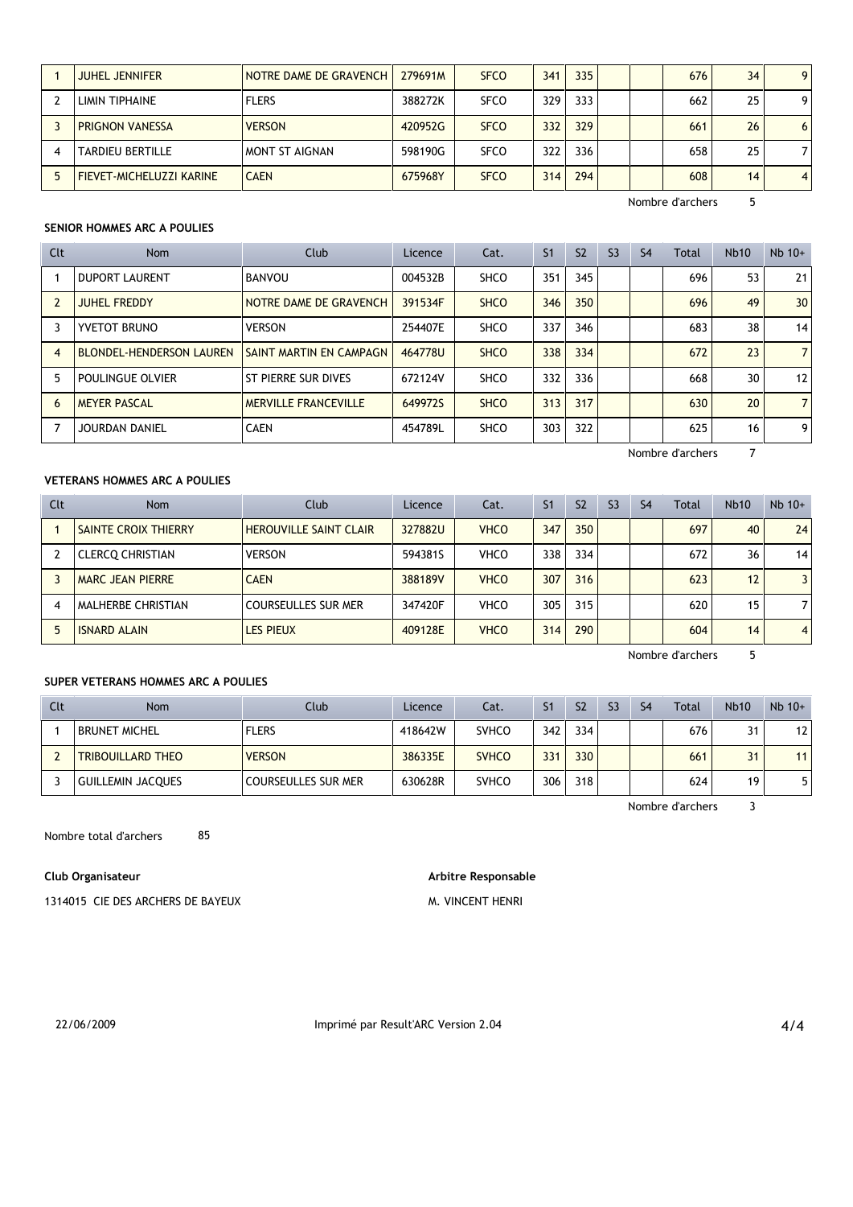| | | | | | | | | | | | |
|---|---|---|---|---|---|---|---|---|---|---|---|
| 1 | JUHEL JENNIFER | NOTRE DAME DE GRAVENCH | 279691M | SFCO | 341 | 335 | | | 676 | 34 | 9 |
| 2 | LIMIN TIPHAINE | FLERS | 388272K | SFCO | 329 | 333 | | | 662 | 25 | 9 |
| 3 | PRIGNON VANESSA | VERSON | 420952G | SFCO | 332 | 329 | | | 661 | 26 | 6 |
| 4 | TARDIEU BERTILLE | MONT ST AIGNAN | 598190G | SFCO | 322 | 336 | | | 658 | 25 | 7 |
| 5 | FIEVET-MICHELUZZI KARINE | CAEN | 675968Y | SFCO | 314 | 294 | | | 608 | 14 | 4 |

Nombre d'archers 5

**SENIOR HOMMES ARC A POULIES**

| Clt | Nom | Club | Licence | Cat. | S1 | S2 | S3 | S4 | Total | Nb10 | Nb 10+ |
|---|---|---|---|---|---|---|---|---|---|---|---|
| 1 | DUPORT LAURENT | BANVOU | 004532B | SHCO | 351 | 345 | | | 696 | 53 | 21 |
| 2 | JUHEL FREDDY | NOTRE DAME DE GRAVENCH | 391534F | SHCO | 346 | 350 | | | 696 | 49 | 30 |
| 3 | YVETOT BRUNO | VERSON | 254407E | SHCO | 337 | 346 | | | 683 | 38 | 14 |
| 4 | BLONDEL-HENDERSON LAUREN | SAINT MARTIN EN CAMPAGN | 464778U | SHCO | 338 | 334 | | | 672 | 23 | 7 |
| 5 | POULINGUE OLVIER | ST PIERRE SUR DIVES | 672124V | SHCO | 332 | 336 | | | 668 | 30 | 12 |
| 6 | MEYER PASCAL | MERVILLE FRANCEVILLE | 649972S | SHCO | 313 | 317 | | | 630 | 20 | 7 |
| 7 | JOURDAN DANIEL | CAEN | 454789L | SHCO | 303 | 322 | | | 625 | 16 | 9 |

Nombre d'archers 7

**VETERANS HOMMES ARC A POULIES**

| Clt | Nom | Club | Licence | Cat. | S1 | S2 | S3 | S4 | Total | Nb10 | Nb 10+ |
|---|---|---|---|---|---|---|---|---|---|---|---|
| 1 | SAINTE CROIX THIERRY | HEROUVILLE SAINT CLAIR | 327882U | VHCO | 347 | 350 | | | 697 | 40 | 24 |
| 2 | CLERCQ CHRISTIAN | VERSON | 594381S | VHCO | 338 | 334 | | | 672 | 36 | 14 |
| 3 | MARC JEAN PIERRE | CAEN | 388189V | VHCO | 307 | 316 | | | 623 | 12 | 3 |
| 4 | MALHERBE CHRISTIAN | COURSEULLES SUR MER | 347420F | VHCO | 305 | 315 | | | 620 | 15 | 7 |
| 5 | ISNARD ALAIN | LES PIEUX | 409128E | VHCO | 314 | 290 | | | 604 | 14 | 4 |

Nombre d'archers 5

**SUPER VETERANS HOMMES ARC A POULIES**

| Clt | Nom | Club | Licence | Cat. | S1 | S2 | S3 | S4 | Total | Nb10 | Nb 10+ |
|---|---|---|---|---|---|---|---|---|---|---|---|
| 1 | BRUNET MICHEL | FLERS | 418642W | SVHCO | 342 | 334 | | | 676 | 31 | 12 |
| 2 | TRIBOUILLARD THEO | VERSON | 386335E | SVHCO | 331 | 330 | | | 661 | 31 | 11 |
| 3 | GUILLEMIN JACQUES | COURSEULLES SUR MER | 630628R | SVHCO | 306 | 318 | | | 624 | 19 | 5 |

Nombre d'archers 3

Nombre total d'archers 85

**Club Organisateur**

1314015 CIE DES ARCHERS DE BAYEUX

**Arbitre Responsable**

M. VINCENT HENRI

22/06/2009 Imprimé par Result'ARC Version 2.04